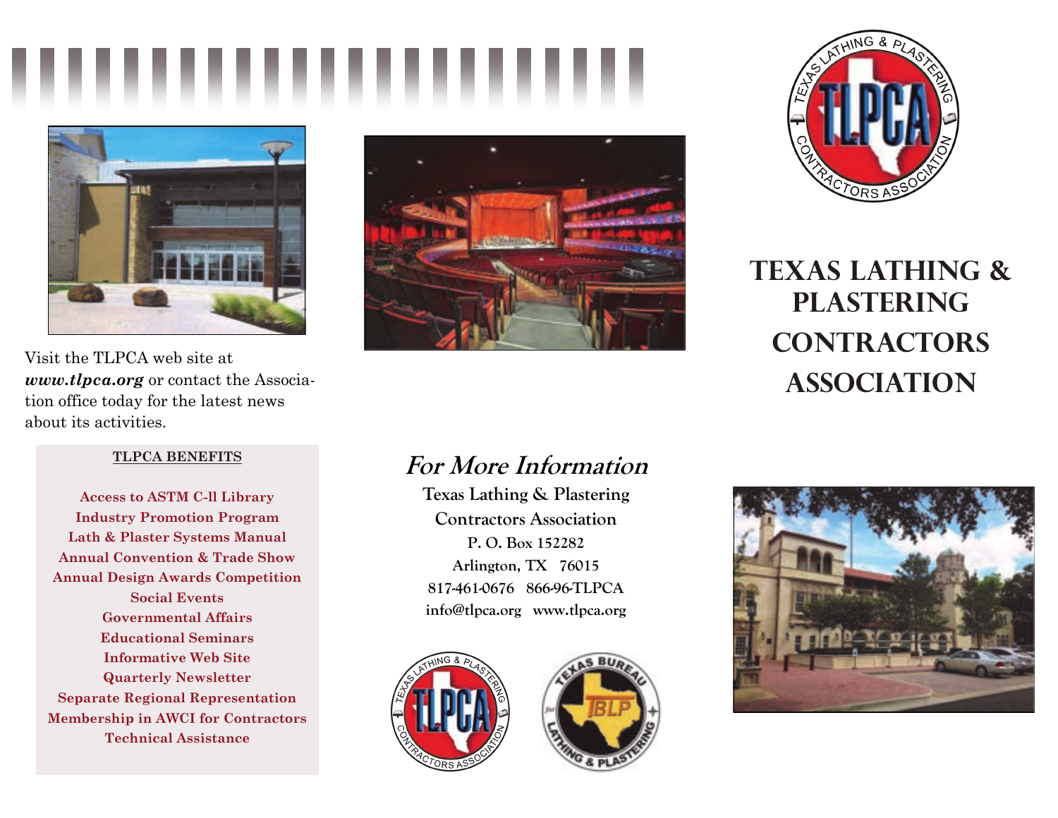Visit the TLPCA web site at ***www.tlpca.org*** or contact the Association office today for the latest news about its activities.

**TLPCA BENEFITS**

Access to ASTM C-ll Library
Industry Promotion Program
Lath & Plaster Systems Manual
Annual Convention & Trade Show
Annual Design Awards Competition
Social Events
Governmental Affairs
Educational Seminars
Informative Web Site
Quarterly Newsletter
Separate Regional Representation
Membership in AWCI for Contractors
Technical Assistance

## *For More Information*

**Texas Lathing & Plastering Contractors Association**
**P. O. Box 152282**
**Arlington, TX 76015**
**817-461-0676 866-96-TLPCA**
**info@tlpca.org www.tlpca.org**

# TEXAS LATHING & PLASTERING CONTRACTORS ASSOCIATION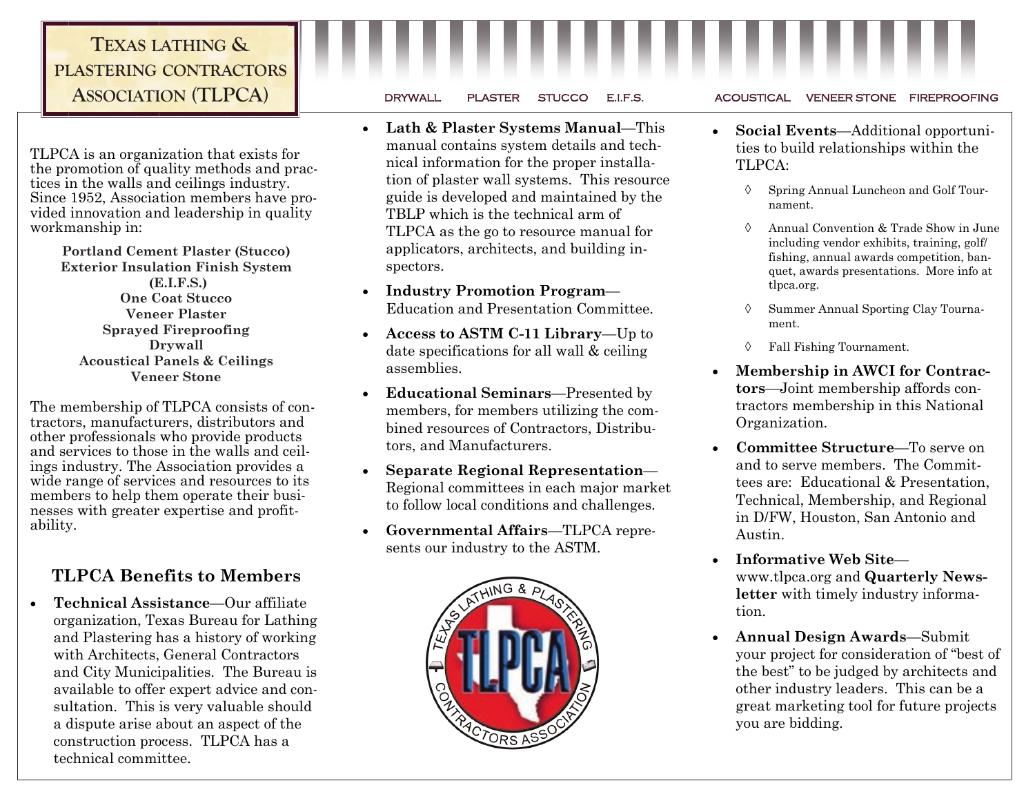# TEXAS LATHING & PLASTERING CONTRACTORS ASSOCIATION (TLPCA)

DRYWALL PLASTER STUCCO E.I.F.S. ACOUSTICAL VENEER STONE FIREPROOFING

TLPCA is an organization that exists for the promotion of quality methods and practices in the walls and ceilings industry. Since 1952, Association members have provided innovation and leadership in quality workmanship in:

**Portland Cement Plaster (Stucco)**
**Exterior Insulation Finish System (E.I.F.S.)**
**One Coat Stucco**
**Veneer Plaster**
**Sprayed Fireproofing**
**Drywall**
**Acoustical Panels & Ceilings**
**Veneer Stone**

The membership of TLPCA consists of contractors, manufacturers, distributors and other professionals who provide products and services to those in the walls and ceilings industry. The Association provides a wide range of services and resources to its members to help them operate their businesses with greater expertise and profitability.

## TLPCA Benefits to Members

- **Technical Assistance**—Our affiliate organization, Texas Bureau for Lathing and Plastering has a history of working with Architects, General Contractors and City Municipalities. The Bureau is available to offer expert advice and consultation. This is very valuable should a dispute arise about an aspect of the construction process. TLPCA has a technical committee.
- **Lath & Plaster Systems Manual**—This manual contains system details and technical information for the proper installation of plaster wall systems. This resource guide is developed and maintained by the TBLP which is the technical arm of TLPCA as the go to resource manual for applicators, architects, and building inspectors.
- **Industry Promotion Program**—Education and Presentation Committee.
- **Access to ASTM C-11 Library**—Up to date specifications for all wall & ceiling assemblies.
- **Educational Seminars**—Presented by members, for members utilizing the combined resources of Contractors, Distributors, and Manufacturers.
- **Separate Regional Representation**—Regional committees in each major market to follow local conditions and challenges.
- **Governmental Affairs**—TLPCA represents our industry to the ASTM.

TEXAS LATHING & PLASTERING CONTRACTORS ASSOCIATION
TLPCA

- **Social Events**—Additional opportunities to build relationships within the TLPCA:
  - Spring Annual Luncheon and Golf Tournament.
  - Annual Convention & Trade Show in June including vendor exhibits, training, golf/fishing, annual awards competition, banquet, awards presentations. More info at tlpca.org.
  - Summer Annual Sporting Clay Tournament.
  - Fall Fishing Tournament.
- **Membership in AWCI for Contractors**—Joint membership affords contractors membership in this National Organization.
- **Committee Structure**—To serve on and to serve members. The Committees are: Educational & Presentation, Technical, Membership, and Regional in D/FW, Houston, San Antonio and Austin.
- **Informative Web Site**—www.tlpca.org and **Quarterly Newsletter** with timely industry information.
- **Annual Design Awards**—Submit your project for consideration of "best of the best" to be judged by architects and other industry leaders. This can be a great marketing tool for future projects you are bidding.